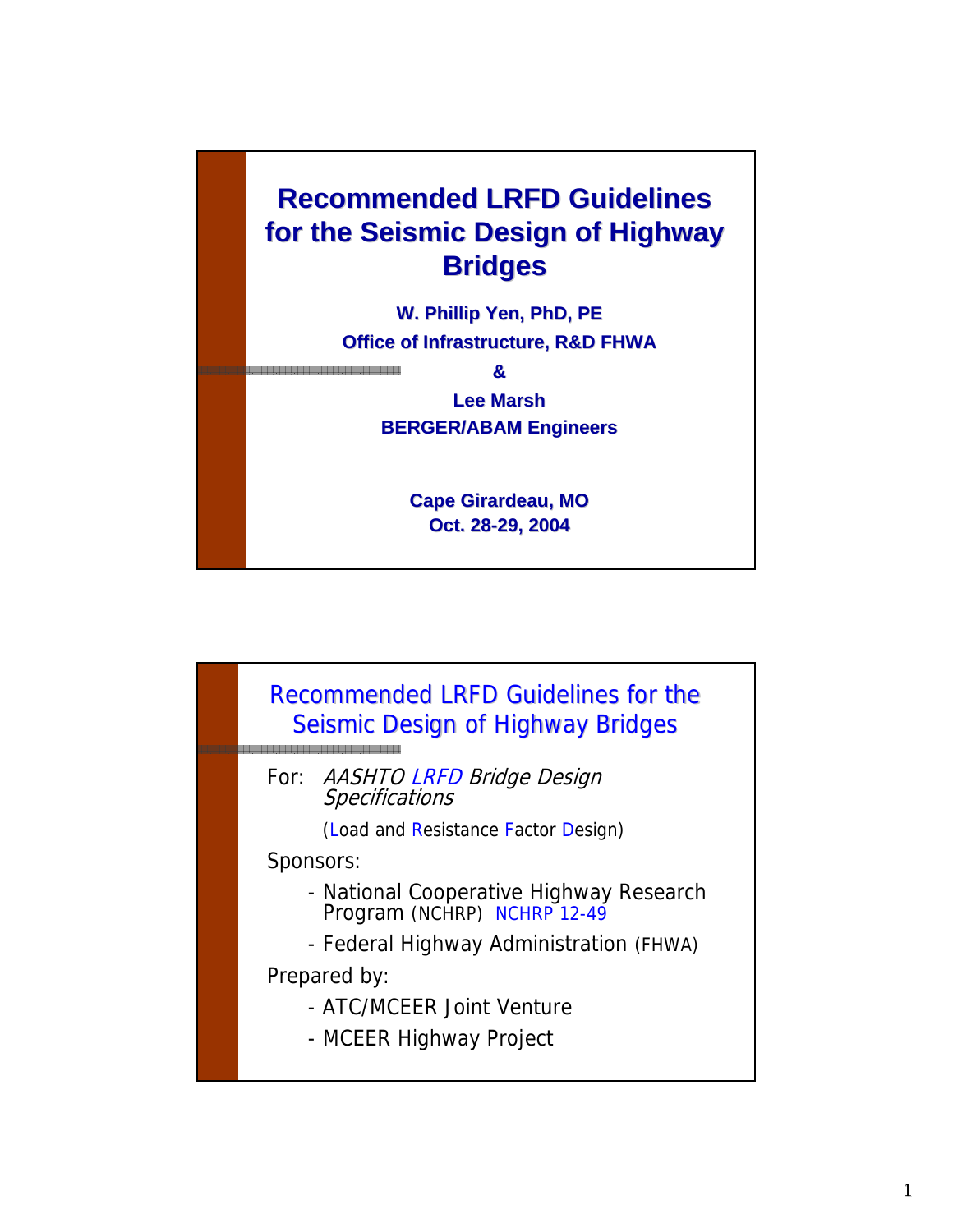# Recommended LRFD Guidelines for the Seismic Design of Highway Bridges

**W. Phillip Yen, PhD, PE**
**Office of Infrastructure, R&D FHWA**
**&**
**Lee Marsh**
**BERGER/ABAM Engineers**

**Cape Girardeau, MO**
**Oct. 28-29, 2004**

## Recommended LRFD Guidelines for the Seismic Design of Highway Bridges

For: *AASHTO LRFD Bridge Design Specifications*

(Load and Resistance Factor Design)

Sponsors:

- National Cooperative Highway Research Program (NCHRP) NCHRP 12-49
- Federal Highway Administration (FHWA)

Prepared by:

- ATC/MCEER Joint Venture
- MCEER Highway Project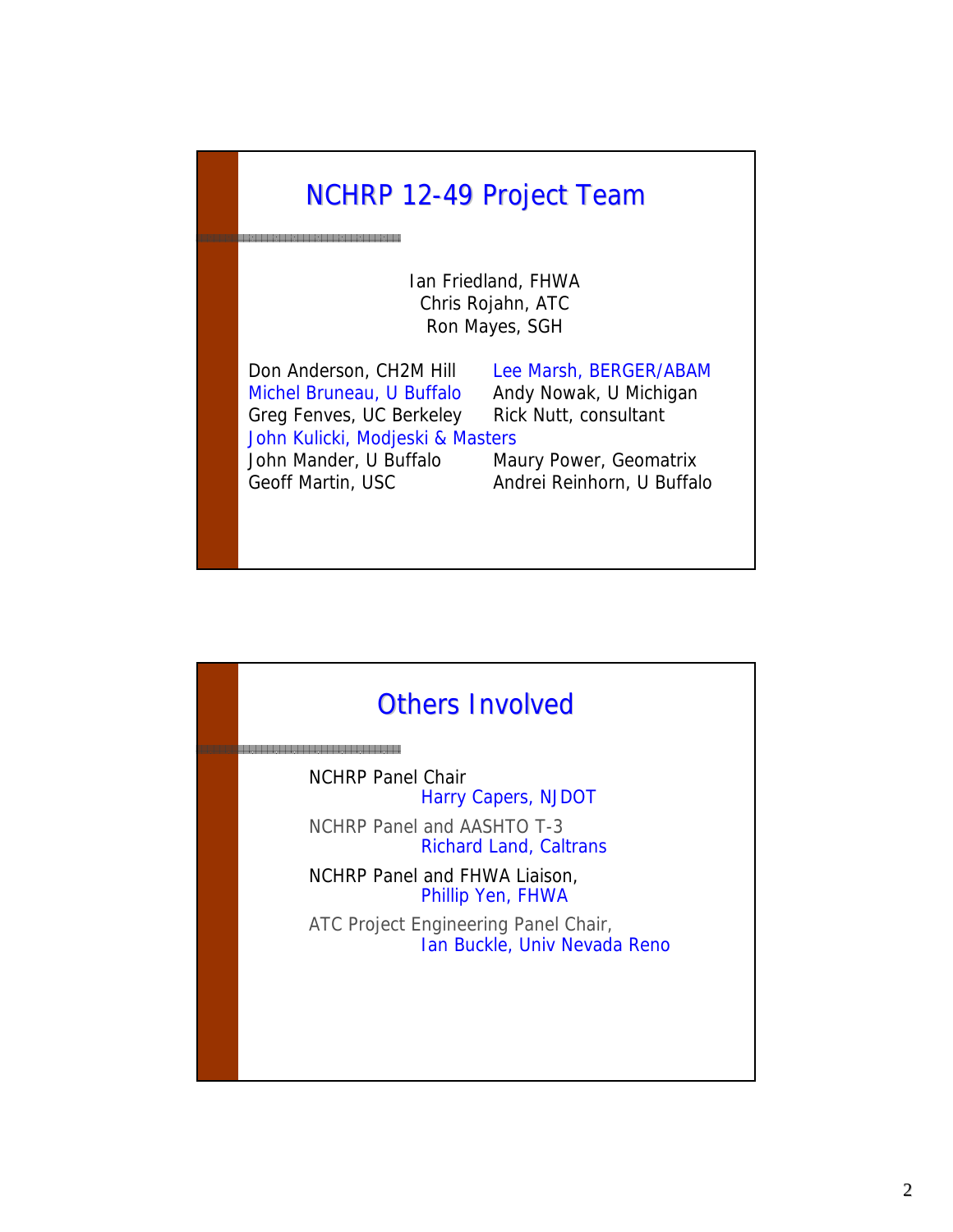## NCHRP 12-49 Project Team

Ian Friedland, FHWA
Chris Rojahn, ATC
Ron Mayes, SGH

Don Anderson, CH2M Hill
Michel Bruneau, U Buffalo
Greg Fenves, UC Berkeley
John Kulicki, Modjeski & Masters
John Mander, U Buffalo
Geoff Martin, USC
Lee Marsh, BERGER/ABAM
Andy Nowak, U Michigan
Rick Nutt, consultant
Maury Power, Geomatrix
Andrei Reinhorn, U Buffalo

## Others Involved

NCHRP Panel Chair
Harry Capers, NJDOT

NCHRP Panel and AASHTO T-3
Richard Land, Caltrans

NCHRP Panel and FHWA Liaison,
Phillip Yen, FHWA

ATC Project Engineering Panel Chair,
Ian Buckle, Univ Nevada Reno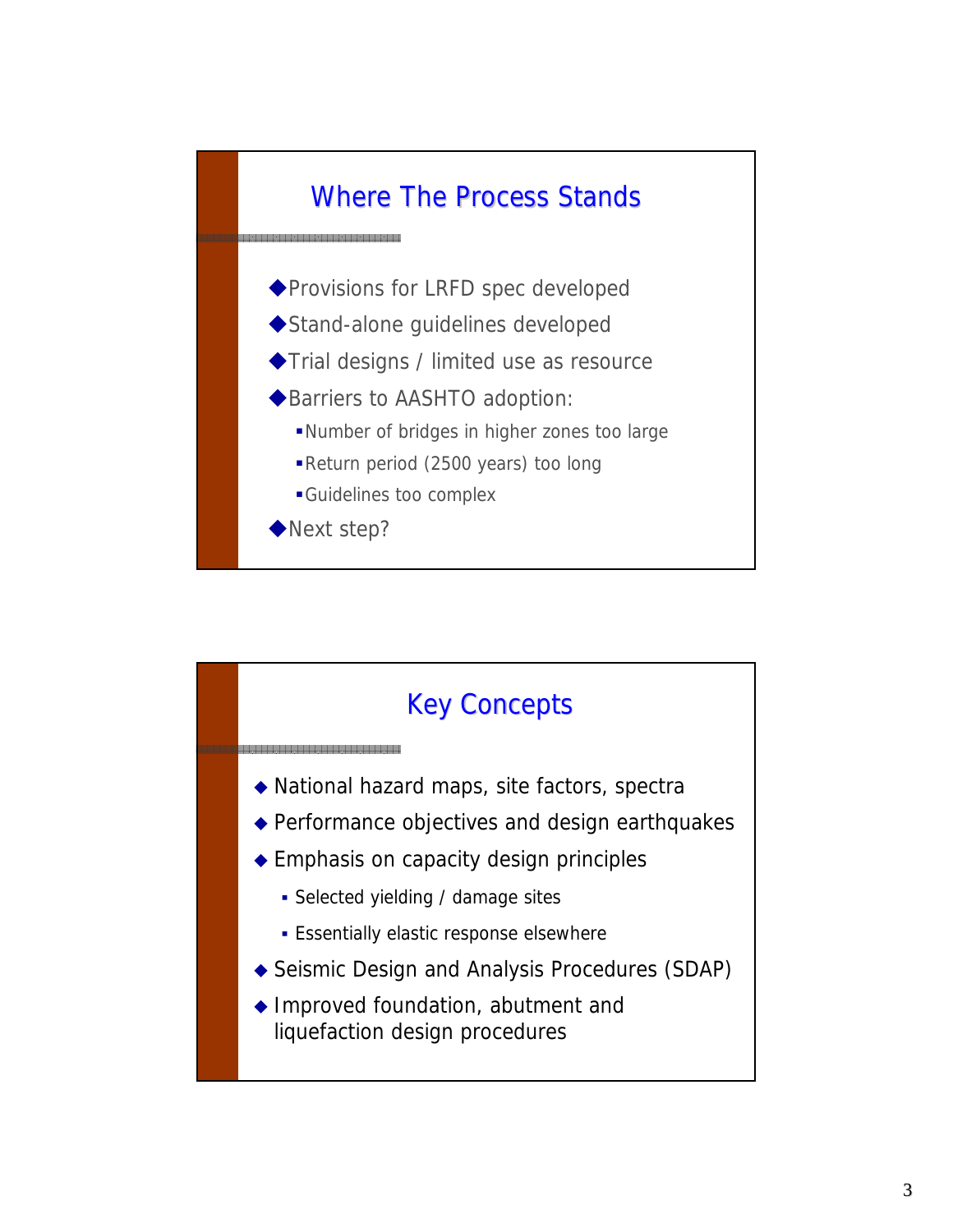## Where The Process Stands

- Provisions for LRFD spec developed
- Stand-alone guidelines developed
- Trial designs / limited use as resource
- Barriers to AASHTO adoption:
  - Number of bridges in higher zones too large
  - Return period (2500 years) too long
  - Guidelines too complex
- Next step?

## Key Concepts

- National hazard maps, site factors, spectra
- Performance objectives and design earthquakes
- Emphasis on capacity design principles
  - Selected yielding / damage sites
  - Essentially elastic response elsewhere
- Seismic Design and Analysis Procedures (SDAP)
- Improved foundation, abutment and liquefaction design procedures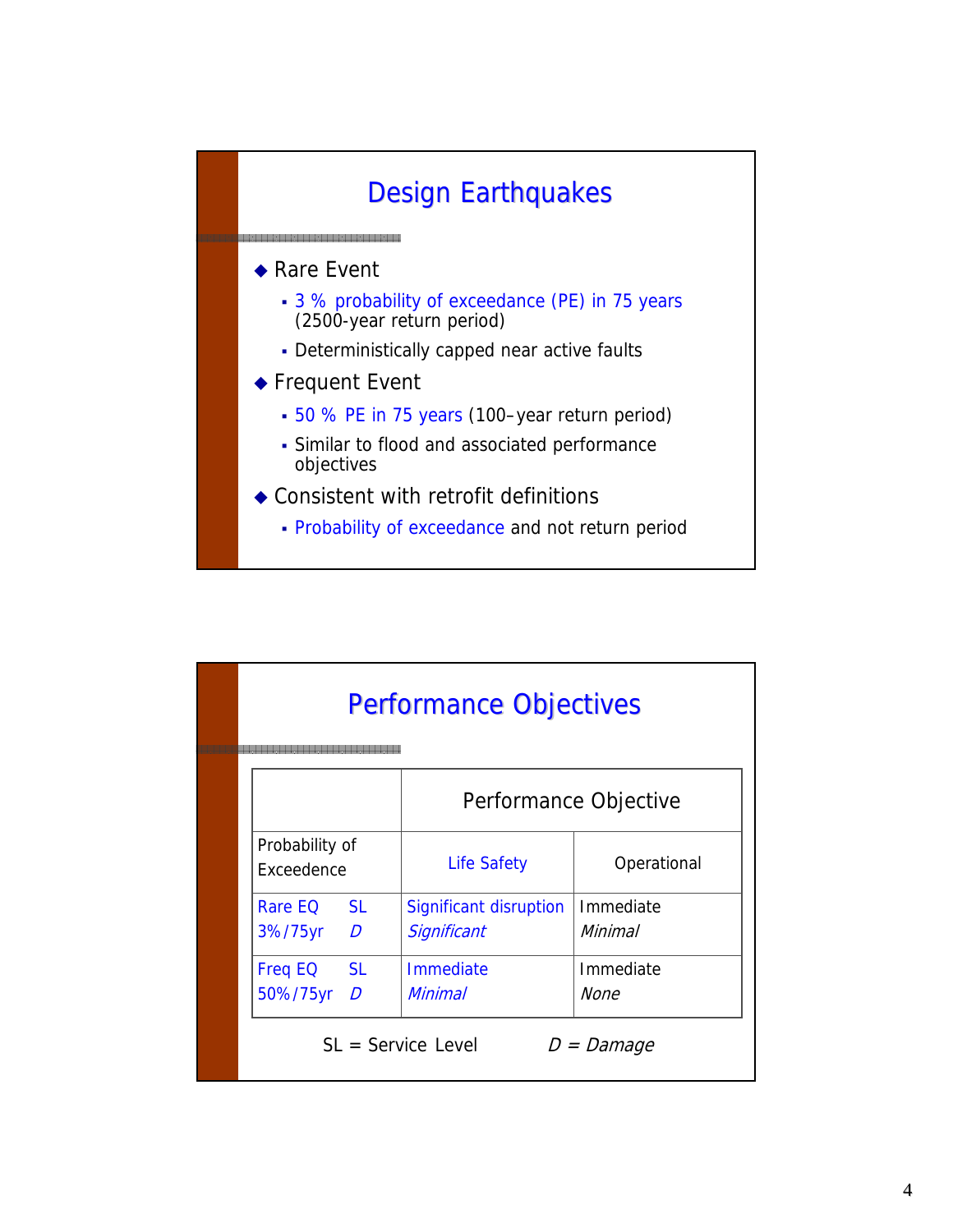## Design Earthquakes

- Rare Event
  - 3 % probability of exceedance (PE) in 75 years (2500-year return period)
  - Deterministically capped near active faults
- Frequent Event
  - 50 % PE in 75 years (100–year return period)
  - Similar to flood and associated performance objectives
- Consistent with retrofit definitions
  - Probability of exceedance and not return period

## Performance Objectives

| | Performance Objective | |
|---|---|---|
| Probability of Exceedence | Life Safety | Operational |
| Rare EQ SL<br>3%/75yr *D* | Significant disruption<br>*Significant* | Immediate<br>*Minimal* |
| Freq EQ SL<br>50%/75yr *D* | Immediate<br>*Minimal* | Immediate<br>*None* |

SL = Service Level    *D = Damage*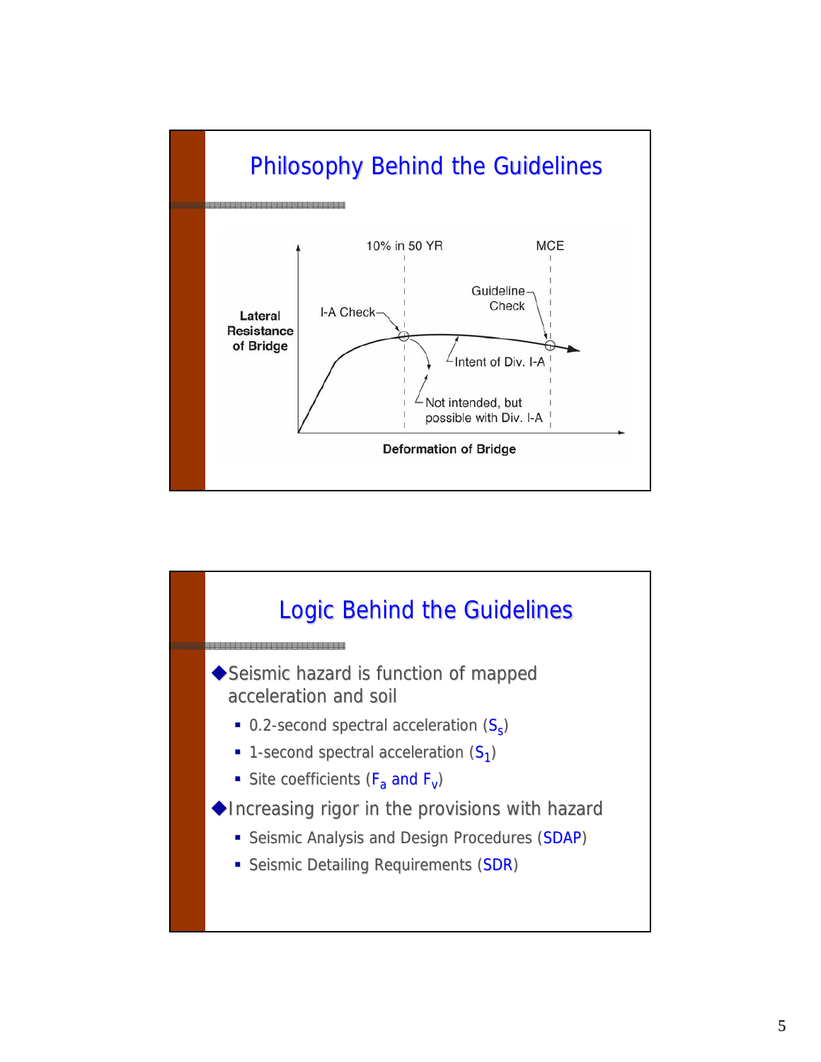## Philosophy Behind the Guidelines

Lateral Resistance of Bridge

10% in 50 YR

MCE

I-A Check

Guideline Check

Intent of Div. I-A

Not intended, but possible with Div. I-A

Deformation of Bridge

## Logic Behind the Guidelines

- Seismic hazard is function of mapped acceleration and soil
  - 0.2-second spectral acceleration ($S_s$)
  - 1-second spectral acceleration ($S_1$)
  - Site coefficients ($F_a$ and $F_v$)
- Increasing rigor in the provisions with hazard
  - Seismic Analysis and Design Procedures (SDAP)
  - Seismic Detailing Requirements (SDR)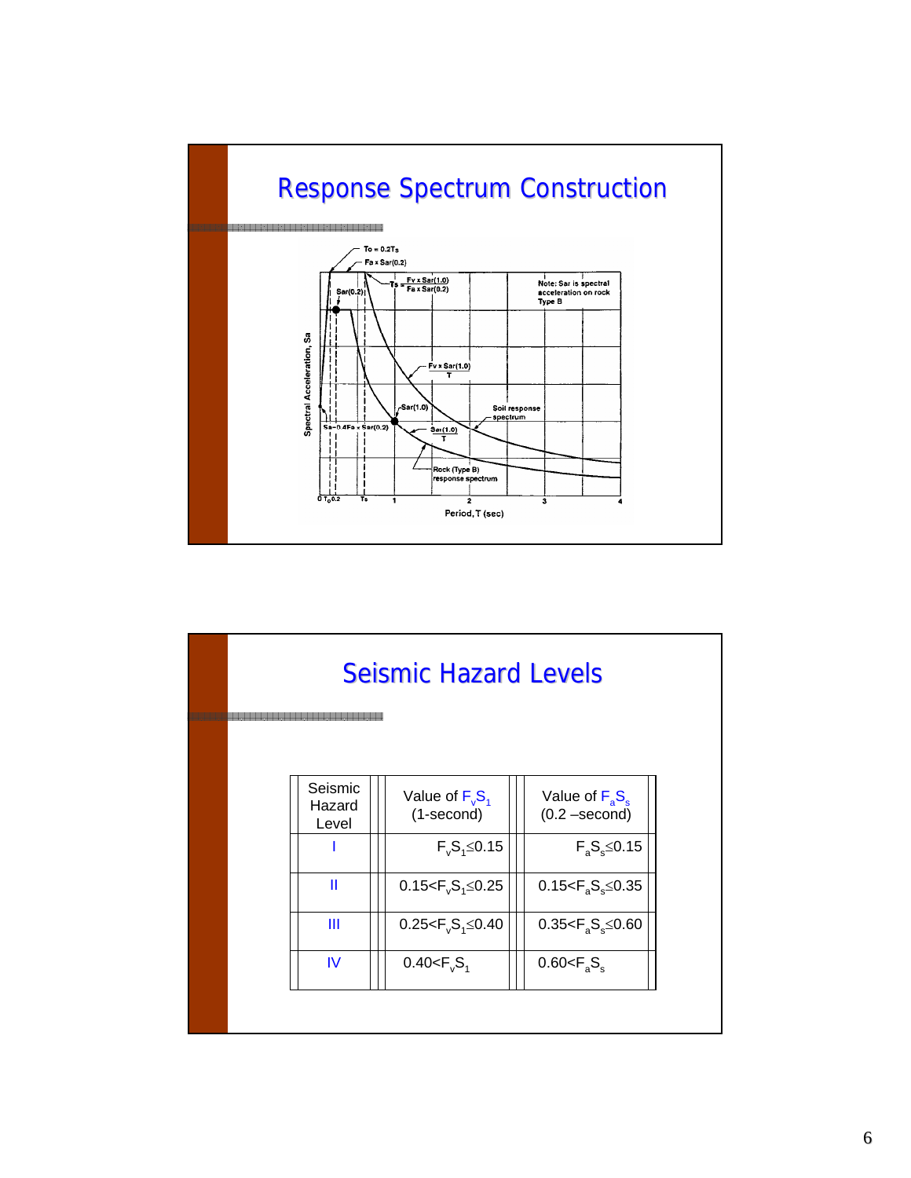## Response Spectrum Construction

## Seismic Hazard Levels

| Seismic Hazard Level | Value of $F_vS_1$ (1-second) | Value of $F_aS_s$ (0.2 –second) |
|---|---|---|
| I | $F_vS_1 \leq 0.15$ | $F_aS_s \leq 0.15$ |
| II | $0.15 < F_vS_1 \leq 0.25$ | $0.15 < F_aS_s \leq 0.35$ |
| III | $0.25 < F_vS_1 \leq 0.40$ | $0.35 < F_aS_s \leq 0.60$ |
| IV | $0.40 < F_vS_1$ | $0.60 < F_aS_s$ |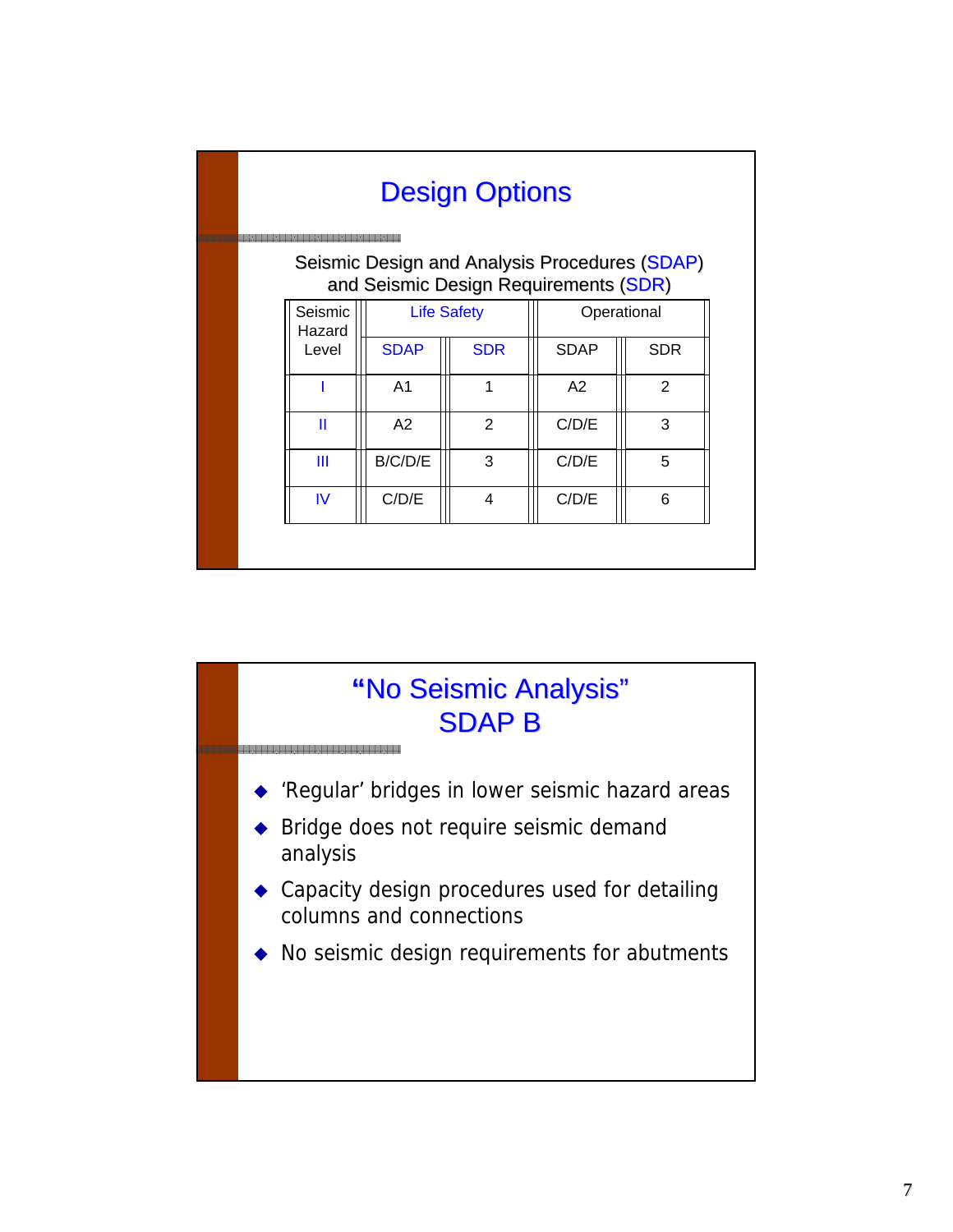## Design Options

Seismic Design and Analysis Procedures (SDAP) and Seismic Design Requirements (SDR)

| Seismic Hazard Level | Life Safety | | Operational | |
|---|---|---|---|---|
| | SDAP | SDR | SDAP | SDR |
| I | A1 | 1 | A2 | 2 |
| II | A2 | 2 | C/D/E | 3 |
| III | B/C/D/E | 3 | C/D/E | 5 |
| IV | C/D/E | 4 | C/D/E | 6 |

## "No Seismic Analysis" SDAP B

- 'Regular' bridges in lower seismic hazard areas
- Bridge does not require seismic demand analysis
- Capacity design procedures used for detailing columns and connections
- No seismic design requirements for abutments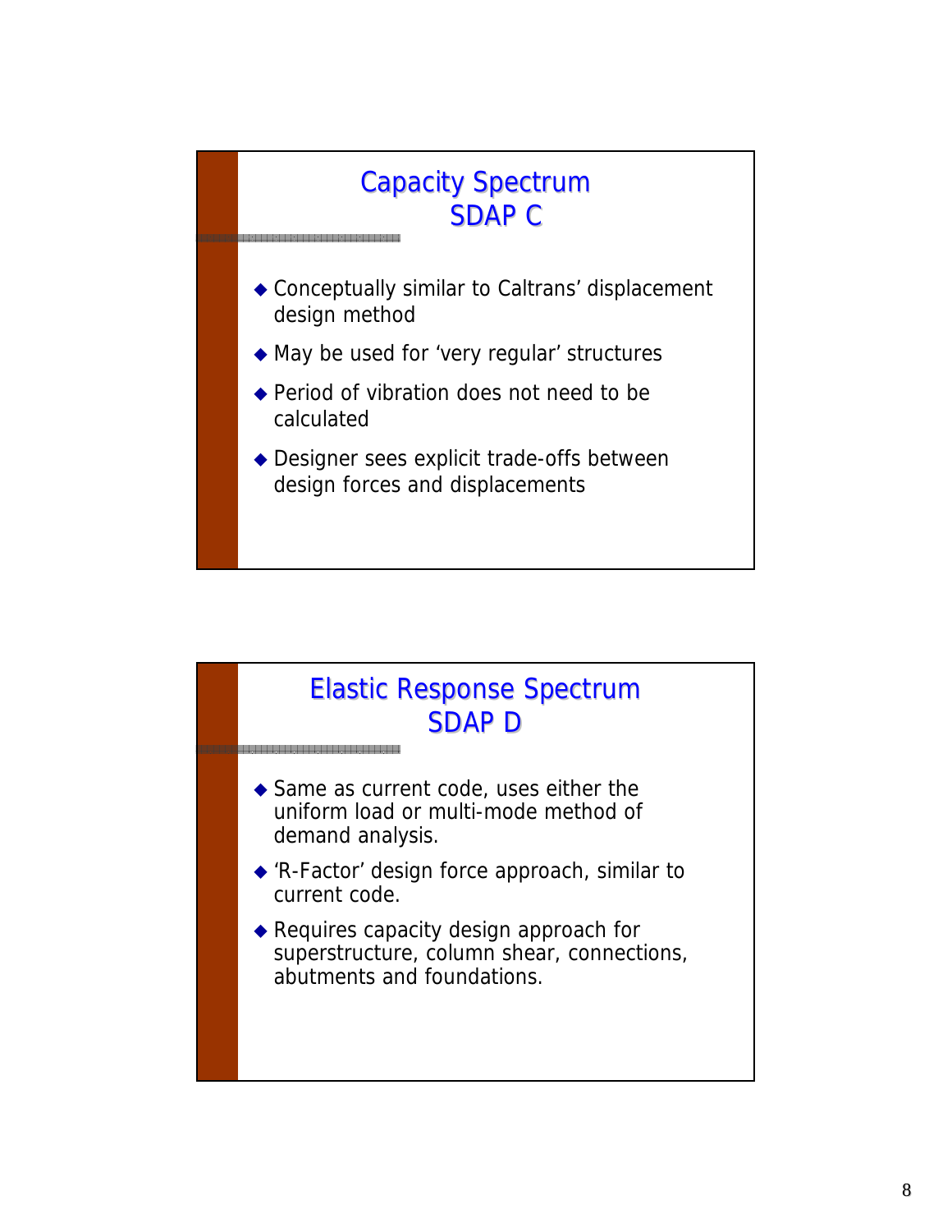## Capacity Spectrum SDAP C

- Conceptually similar to Caltrans' displacement design method
- May be used for 'very regular' structures
- Period of vibration does not need to be calculated
- Designer sees explicit trade-offs between design forces and displacements

## Elastic Response Spectrum SDAP D

- Same as current code, uses either the uniform load or multi-mode method of demand analysis.
- 'R-Factor' design force approach, similar to current code.
- Requires capacity design approach for superstructure, column shear, connections, abutments and foundations.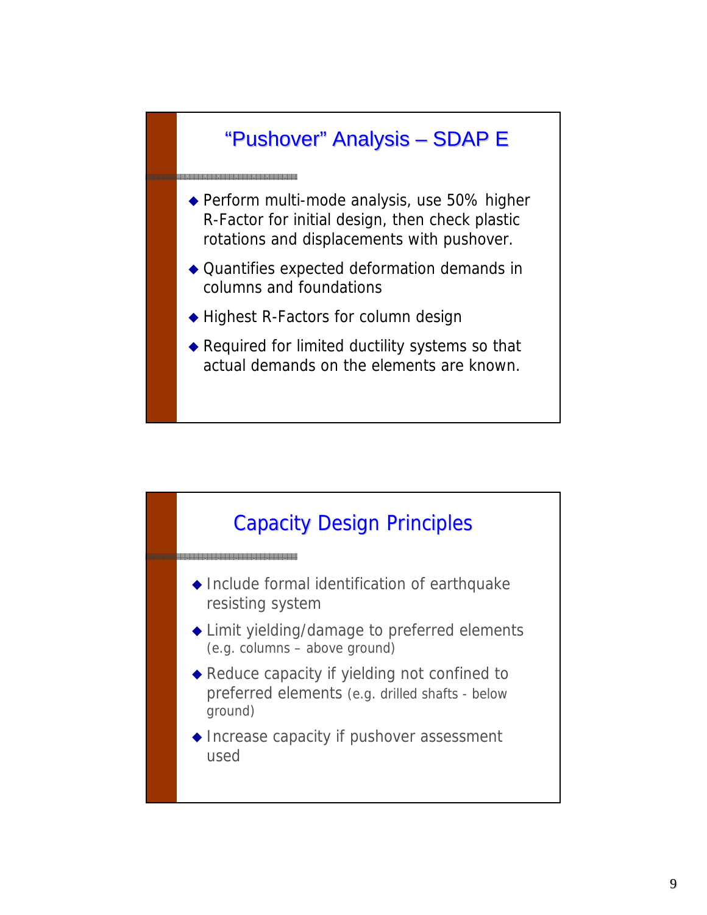## "Pushover" Analysis – SDAP E

- Perform multi-mode analysis, use 50% higher R-Factor for initial design, then check plastic rotations and displacements with pushover.
- Quantifies expected deformation demands in columns and foundations
- Highest R-Factors for column design
- Required for limited ductility systems so that actual demands on the elements are known.

## Capacity Design Principles

- Include formal identification of earthquake resisting system
- Limit yielding/damage to preferred elements (e.g. columns – above ground)
- Reduce capacity if yielding not confined to preferred elements (e.g. drilled shafts - below ground)
- Increase capacity if pushover assessment used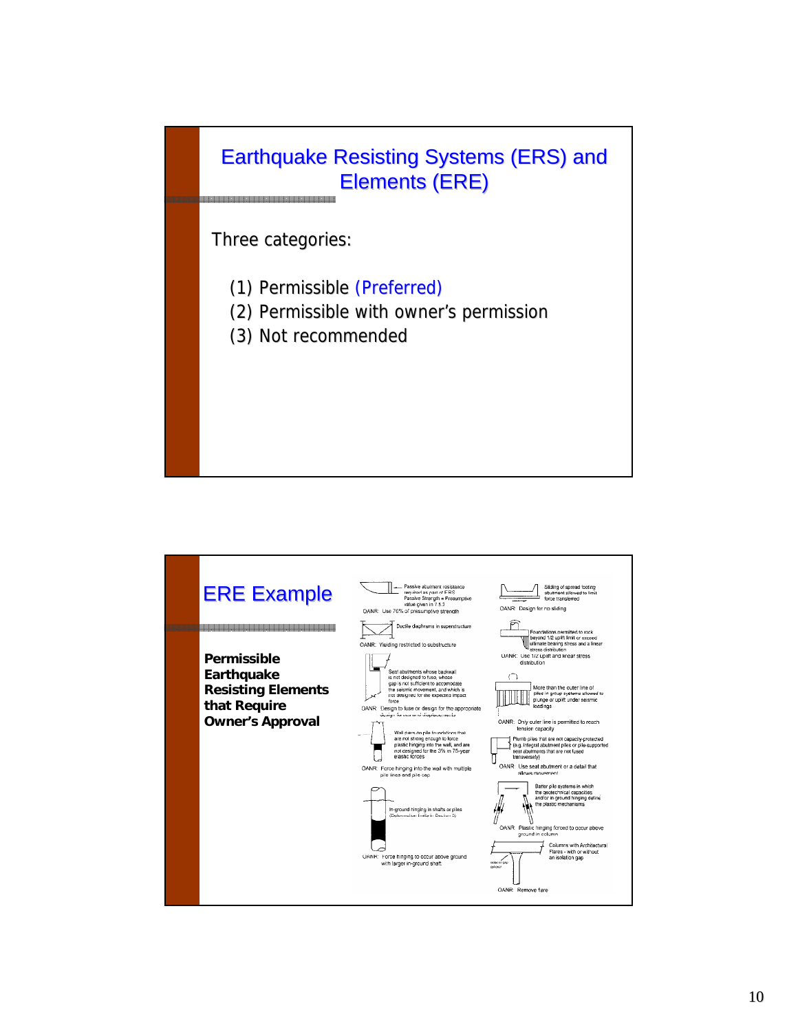## Earthquake Resisting Systems (ERS) and Elements (ERE)

Three categories:

(1) Permissible (Preferred)
(2) Permissible with owner's permission
(3) Not recommended

## ERE Example

**Permissible Earthquake Resisting Elements that Require Owner's Approval**

Passive abutment resistance required as part of ERS Passive Strength = Presumptive value given in 7.5.2
OANR: Use 70% of presumptive strength

Ductile diaphragms in superstructure
OANR: Yielding restricted to substructure

Seat abutments whose backwall is not designed to fuse, whose gap is not sufficient to accommodate the seismic movement, and which is not designed for the expected impact force
OANR: Design to fuse or design for the appropriate

Wall piers on pile foundations that are not strong enough to force plastic hinging into the wall, and are not designed for the 3% in 75-year elastic forces
OANR: Force hinging into the wall with multiple pile lines and pile cap

In-ground hinging in shafts or piles
OANR: Force hinging to occur above ground with larger in-ground shaft

Sliding of spread footing abutment allowed to limit force transferred
OANR: Design for no sliding

Foundations permitted to rock beyond 1/2 uplift limit or exceed ultimate bearing stress and a linear stress distribution
OANR: Use 1/2 uplift and linear stress distribution

More than the outer line of piles in group systems allowed to plunge or uplift under seismic loadings
OANR: Only outer line is permitted to reach tension capacity

Plumb piles that are not capacity-protected (e.g. integral abutment piles or pile-supported seat abutments that are not fused transversely)
OANR: Use seat abutment or a detail that allows movement

Batter pile systems in which the geotechnical capacities and/or in ground hinging define the plastic mechanisms
OANR: Plastic hinging forced to occur above ground in column

Columns with Architectural Flares - with or without an isolation gap
OANR: Remove flare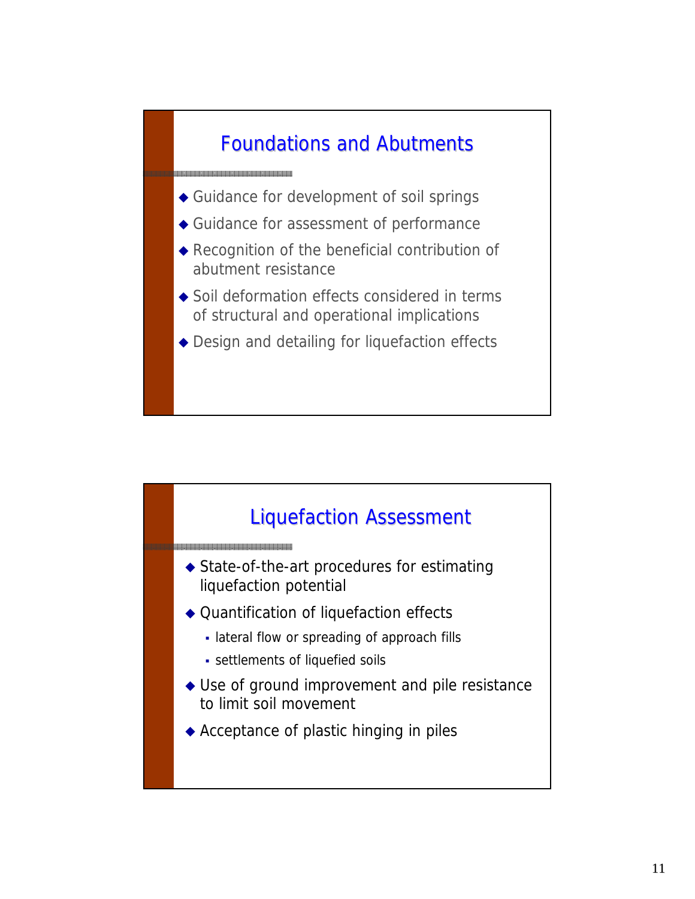## Foundations and Abutments

- Guidance for development of soil springs
- Guidance for assessment of performance
- Recognition of the beneficial contribution of abutment resistance
- Soil deformation effects considered in terms of structural and operational implications
- Design and detailing for liquefaction effects

## Liquefaction Assessment

- State-of-the-art procedures for estimating liquefaction potential
- Quantification of liquefaction effects
  - lateral flow or spreading of approach fills
  - settlements of liquefied soils
- Use of ground improvement and pile resistance to limit soil movement
- Acceptance of plastic hinging in piles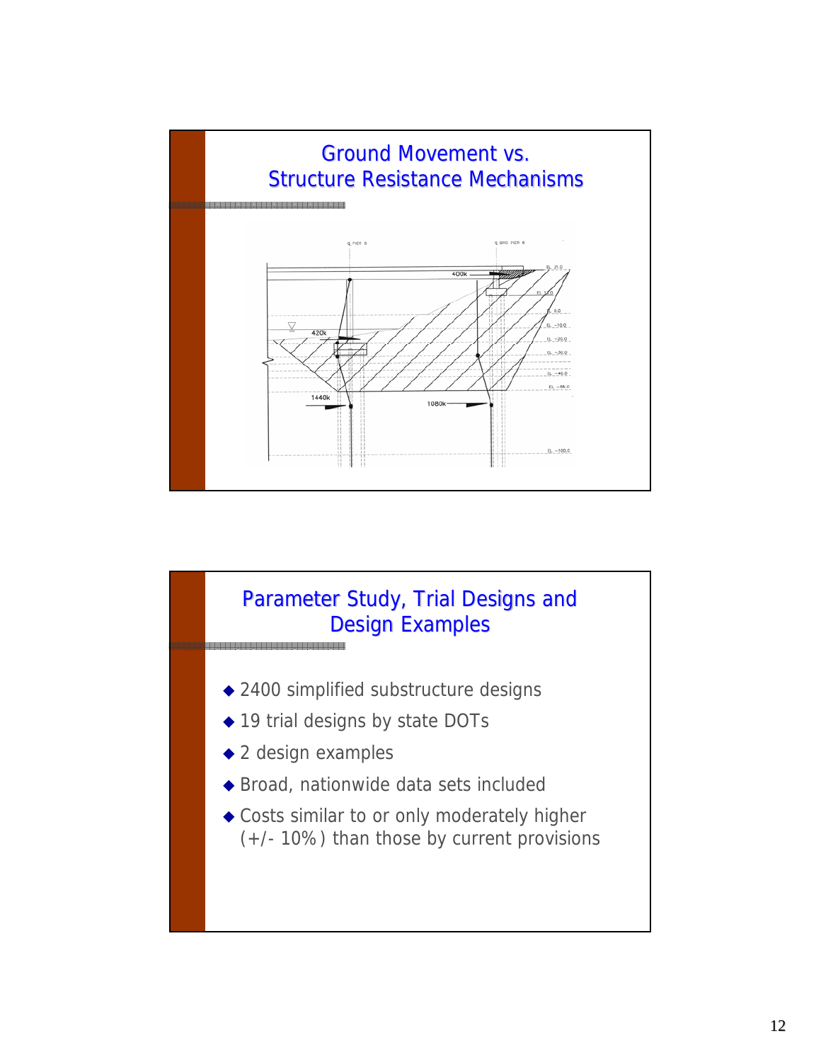## Ground Movement vs. Structure Resistance Mechanisms

## Parameter Study, Trial Designs and Design Examples

- 2400 simplified substructure designs
- 19 trial designs by state DOTs
- 2 design examples
- Broad, nationwide data sets included
- Costs similar to or only moderately higher (+/- 10%) than those by current provisions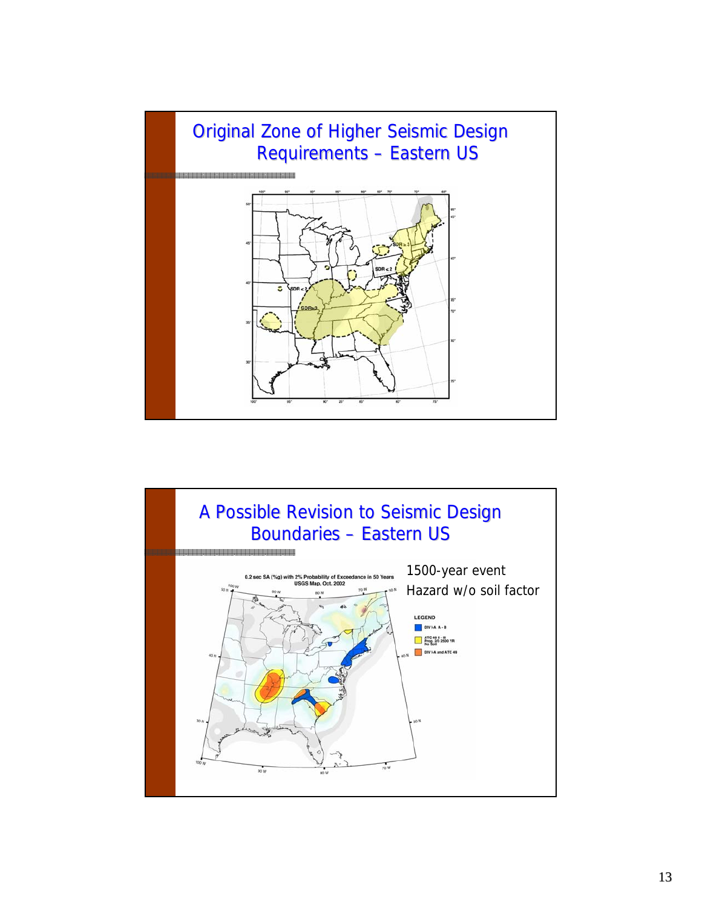## Original Zone of Higher Seismic Design Requirements – Eastern US

## A Possible Revision to Seismic Design Boundaries – Eastern US

1500-year event

Hazard w/o soil factor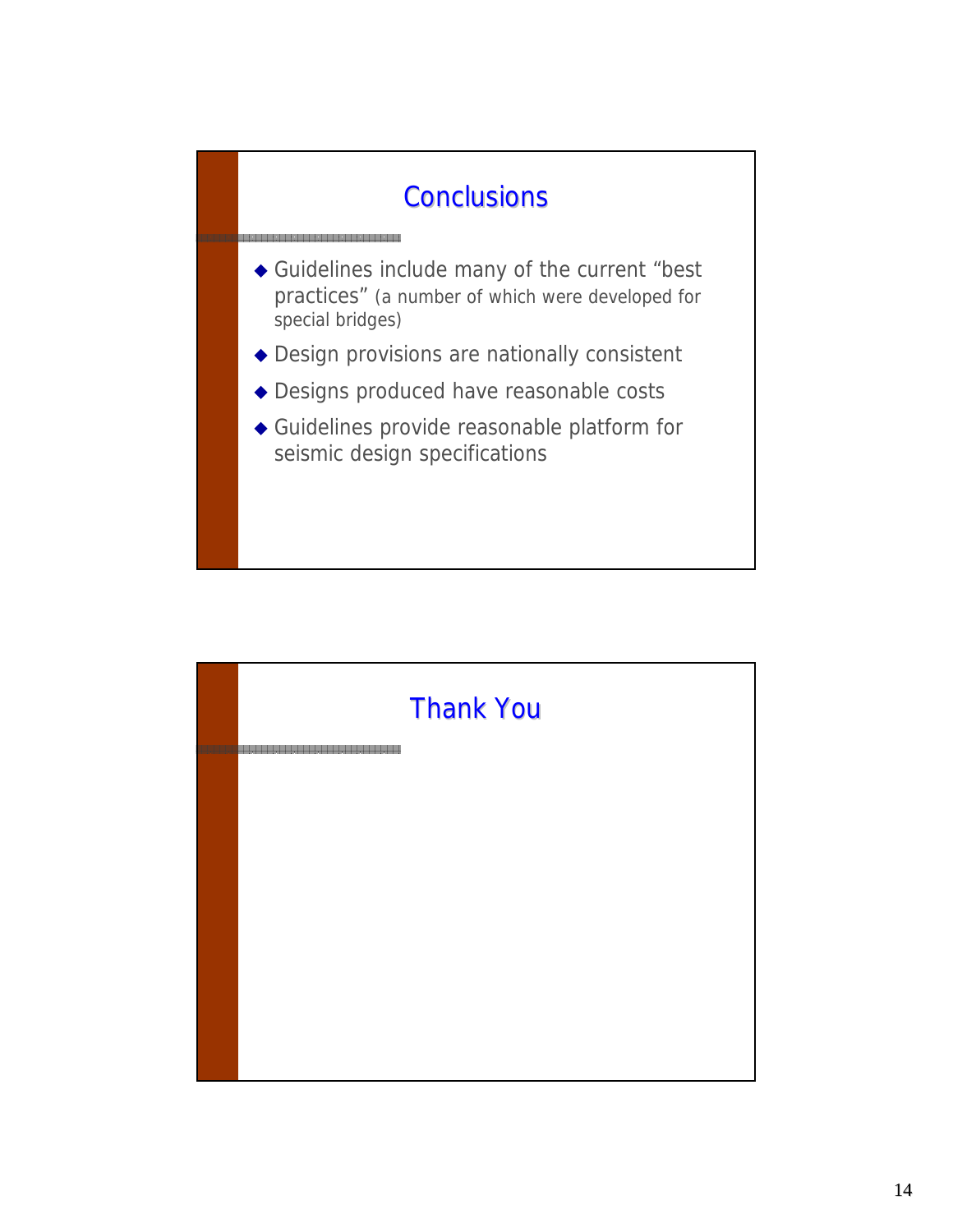## Conclusions

- Guidelines include many of the current “best practices” (a number of which were developed for special bridges)
- Design provisions are nationally consistent
- Designs produced have reasonable costs
- Guidelines provide reasonable platform for seismic design specifications

## Thank You